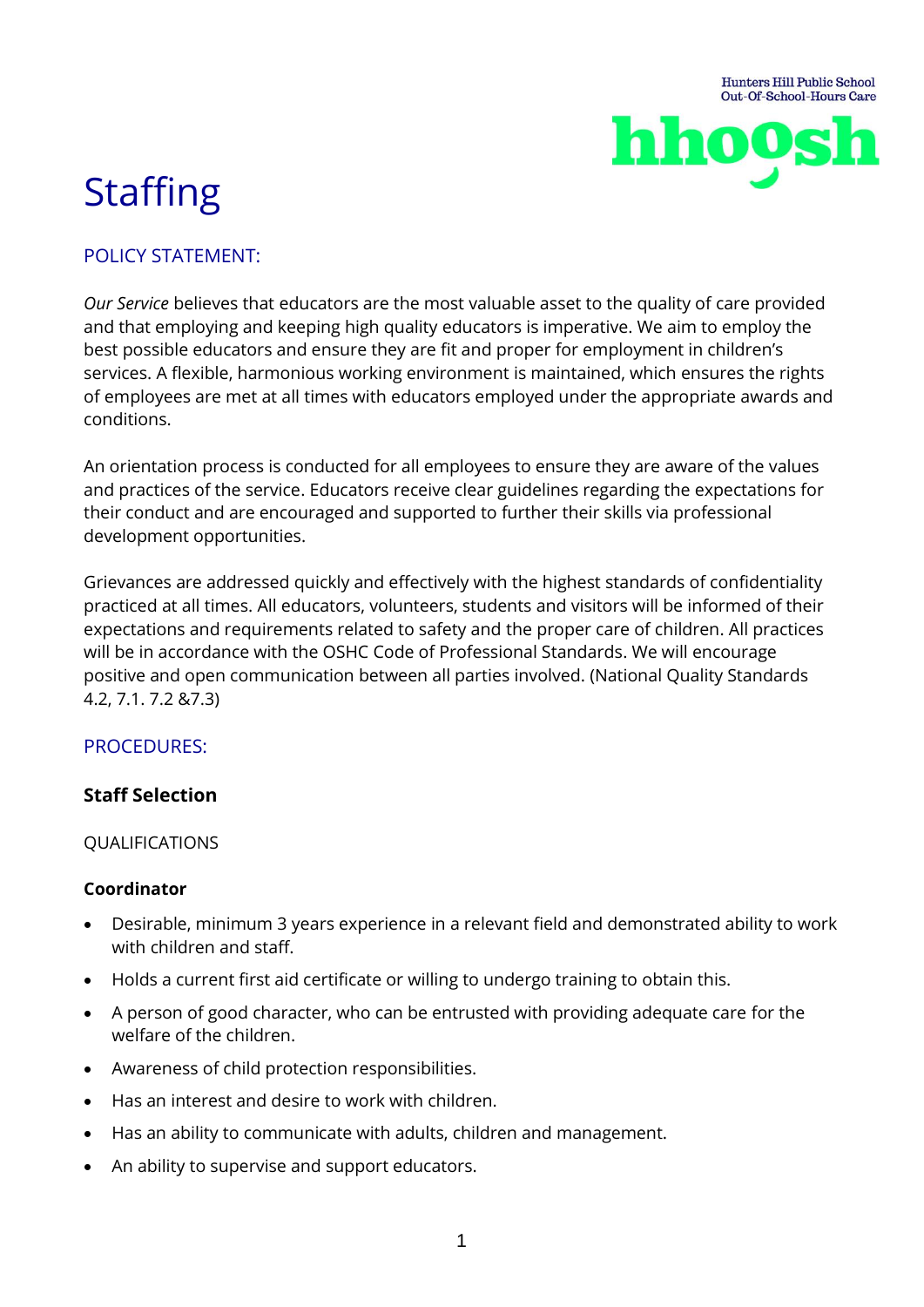Hunters Hill Public School
Out-Of-School-Hours Care

hhoosh

# Staffing

## POLICY STATEMENT:

*Our Service* believes that educators are the most valuable asset to the quality of care provided and that employing and keeping high quality educators is imperative. We aim to employ the best possible educators and ensure they are fit and proper for employment in children's services. A flexible, harmonious working environment is maintained, which ensures the rights of employees are met at all times with educators employed under the appropriate awards and conditions.

An orientation process is conducted for all employees to ensure they are aware of the values and practices of the service. Educators receive clear guidelines regarding the expectations for their conduct and are encouraged and supported to further their skills via professional development opportunities.

Grievances are addressed quickly and effectively with the highest standards of confidentiality practiced at all times. All educators, volunteers, students and visitors will be informed of their expectations and requirements related to safety and the proper care of children. All practices will be in accordance with the OSHC Code of Professional Standards. We will encourage positive and open communication between all parties involved. (National Quality Standards 4.2, 7.1. 7.2 &7.3)

## PROCEDURES:

### Staff Selection

QUALIFICATIONS

**Coordinator**

- Desirable, minimum 3 years experience in a relevant field and demonstrated ability to work with children and staff.
- Holds a current first aid certificate or willing to undergo training to obtain this.
- A person of good character, who can be entrusted with providing adequate care for the welfare of the children.
- Awareness of child protection responsibilities.
- Has an interest and desire to work with children.
- Has an ability to communicate with adults, children and management.
- An ability to supervise and support educators.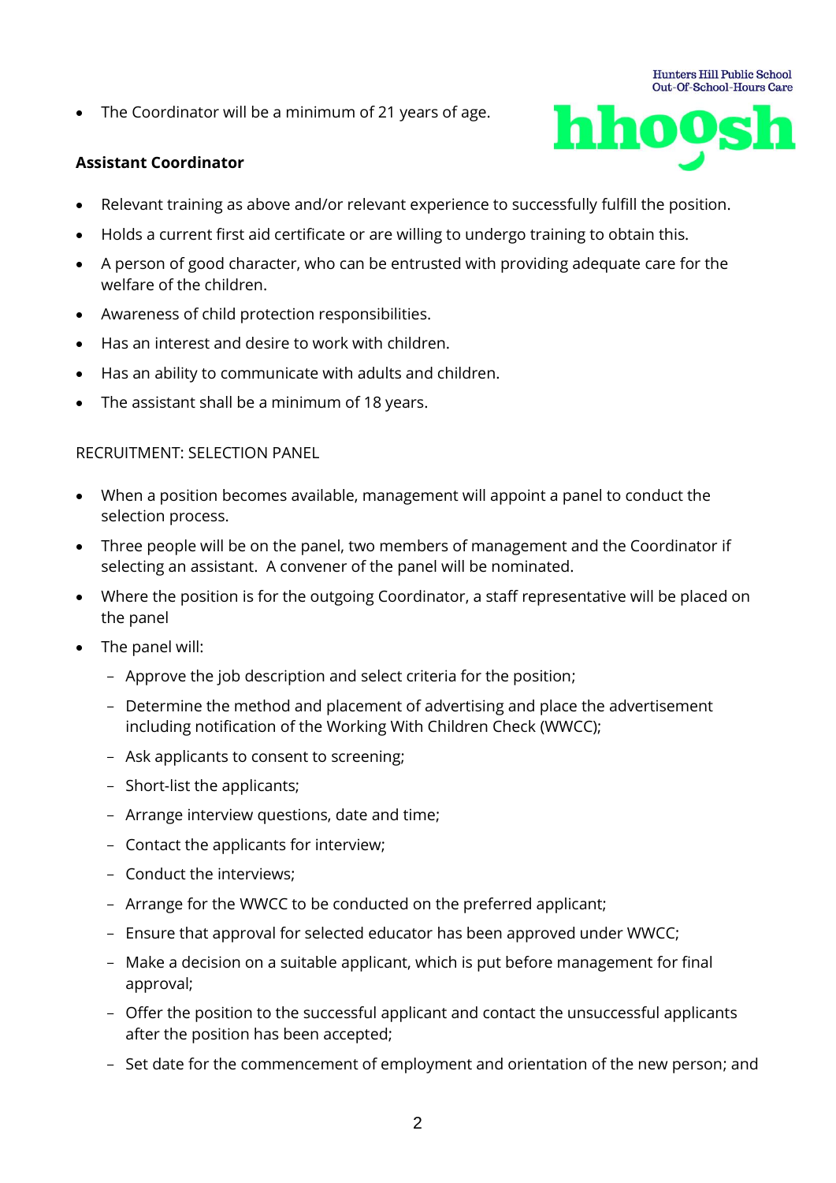- The Coordinator will be a minimum of 21 years of age.

**Assistant Coordinator**

- Relevant training as above and/or relevant experience to successfully fulfill the position.
- Holds a current first aid certificate or are willing to undergo training to obtain this.
- A person of good character, who can be entrusted with providing adequate care for the welfare of the children.
- Awareness of child protection responsibilities.
- Has an interest and desire to work with children.
- Has an ability to communicate with adults and children.
- The assistant shall be a minimum of 18 years.

RECRUITMENT: SELECTION PANEL

- When a position becomes available, management will appoint a panel to conduct the selection process.
- Three people will be on the panel, two members of management and the Coordinator if selecting an assistant. A convener of the panel will be nominated.
- Where the position is for the outgoing Coordinator, a staff representative will be placed on the panel
- The panel will:
  - Approve the job description and select criteria for the position;
  - Determine the method and placement of advertising and place the advertisement including notification of the Working With Children Check (WWCC);
  - Ask applicants to consent to screening;
  - Short-list the applicants;
  - Arrange interview questions, date and time;
  - Contact the applicants for interview;
  - Conduct the interviews;
  - Arrange for the WWCC to be conducted on the preferred applicant;
  - Ensure that approval for selected educator has been approved under WWCC;
  - Make a decision on a suitable applicant, which is put before management for final approval;
  - Offer the position to the successful applicant and contact the unsuccessful applicants after the position has been accepted;
  - Set date for the commencement of employment and orientation of the new person; and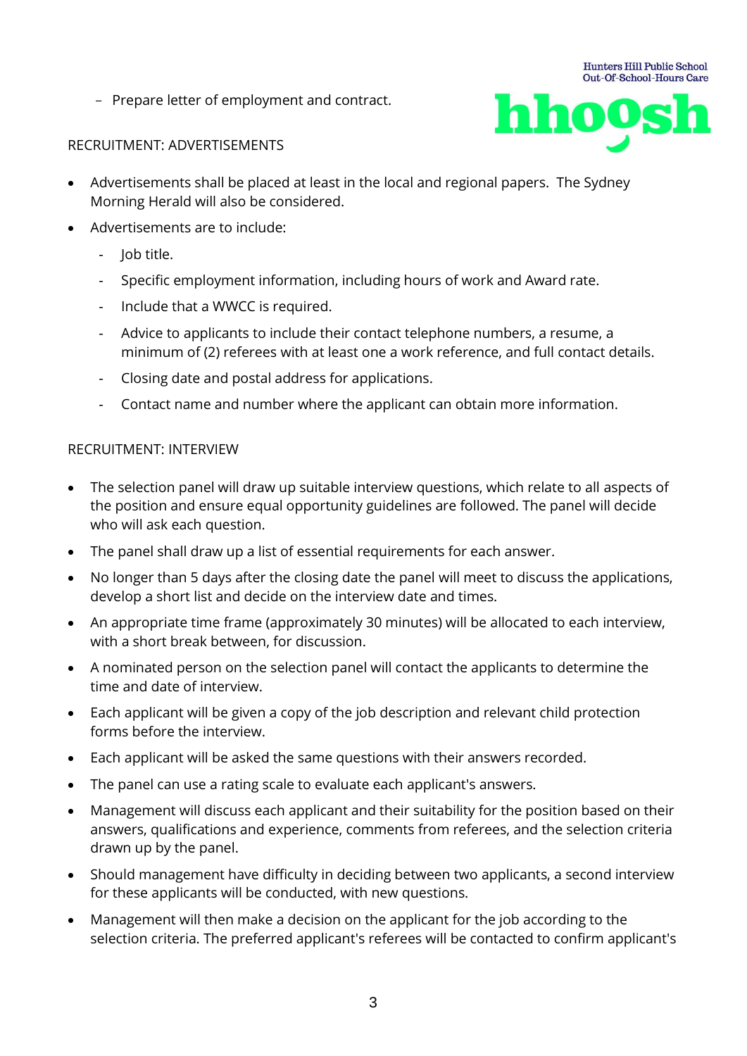– Prepare letter of employment and contract.

RECRUITMENT: ADVERTISEMENTS

- Advertisements shall be placed at least in the local and regional papers. The Sydney Morning Herald will also be considered.
- Advertisements are to include:
  - Job title.
  - Specific employment information, including hours of work and Award rate.
  - Include that a WWCC is required.
  - Advice to applicants to include their contact telephone numbers, a resume, a minimum of (2) referees with at least one a work reference, and full contact details.
  - Closing date and postal address for applications.
  - Contact name and number where the applicant can obtain more information.

RECRUITMENT: INTERVIEW

- The selection panel will draw up suitable interview questions, which relate to all aspects of the position and ensure equal opportunity guidelines are followed. The panel will decide who will ask each question.
- The panel shall draw up a list of essential requirements for each answer.
- No longer than 5 days after the closing date the panel will meet to discuss the applications, develop a short list and decide on the interview date and times.
- An appropriate time frame (approximately 30 minutes) will be allocated to each interview, with a short break between, for discussion.
- A nominated person on the selection panel will contact the applicants to determine the time and date of interview.
- Each applicant will be given a copy of the job description and relevant child protection forms before the interview.
- Each applicant will be asked the same questions with their answers recorded.
- The panel can use a rating scale to evaluate each applicant's answers.
- Management will discuss each applicant and their suitability for the position based on their answers, qualifications and experience, comments from referees, and the selection criteria drawn up by the panel.
- Should management have difficulty in deciding between two applicants, a second interview for these applicants will be conducted, with new questions.
- Management will then make a decision on the applicant for the job according to the selection criteria. The preferred applicant's referees will be contacted to confirm applicant's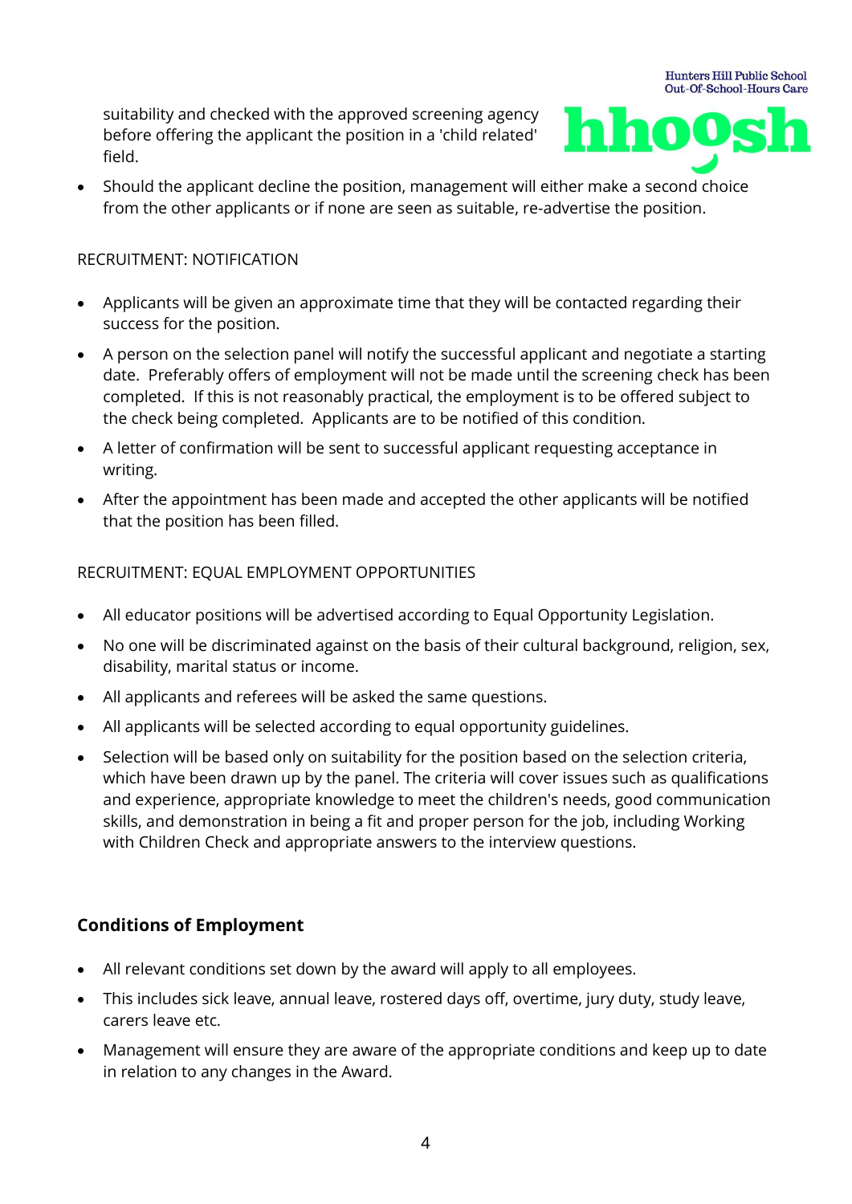suitability and checked with the approved screening agency before offering the applicant the position in a 'child related' field.

- Should the applicant decline the position, management will either make a second choice from the other applicants or if none are seen as suitable, re-advertise the position.

RECRUITMENT: NOTIFICATION

- Applicants will be given an approximate time that they will be contacted regarding their success for the position.
- A person on the selection panel will notify the successful applicant and negotiate a starting date. Preferably offers of employment will not be made until the screening check has been completed. If this is not reasonably practical, the employment is to be offered subject to the check being completed. Applicants are to be notified of this condition.
- A letter of confirmation will be sent to successful applicant requesting acceptance in writing.
- After the appointment has been made and accepted the other applicants will be notified that the position has been filled.

RECRUITMENT: EQUAL EMPLOYMENT OPPORTUNITIES

- All educator positions will be advertised according to Equal Opportunity Legislation.
- No one will be discriminated against on the basis of their cultural background, religion, sex, disability, marital status or income.
- All applicants and referees will be asked the same questions.
- All applicants will be selected according to equal opportunity guidelines.
- Selection will be based only on suitability for the position based on the selection criteria, which have been drawn up by the panel. The criteria will cover issues such as qualifications and experience, appropriate knowledge to meet the children's needs, good communication skills, and demonstration in being a fit and proper person for the job, including Working with Children Check and appropriate answers to the interview questions.

## Conditions of Employment

- All relevant conditions set down by the award will apply to all employees.
- This includes sick leave, annual leave, rostered days off, overtime, jury duty, study leave, carers leave etc.
- Management will ensure they are aware of the appropriate conditions and keep up to date in relation to any changes in the Award.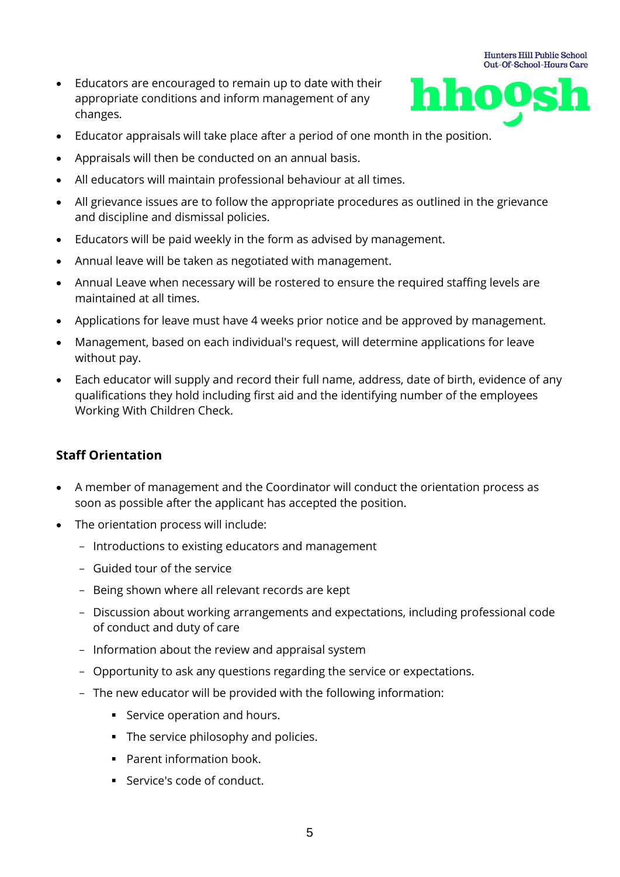- Educators are encouraged to remain up to date with their appropriate conditions and inform management of any changes.
- Educator appraisals will take place after a period of one month in the position.
- Appraisals will then be conducted on an annual basis.
- All educators will maintain professional behaviour at all times.
- All grievance issues are to follow the appropriate procedures as outlined in the grievance and discipline and dismissal policies.
- Educators will be paid weekly in the form as advised by management.
- Annual leave will be taken as negotiated with management.
- Annual Leave when necessary will be rostered to ensure the required staffing levels are maintained at all times.
- Applications for leave must have 4 weeks prior notice and be approved by management.
- Management, based on each individual's request, will determine applications for leave without pay.
- Each educator will supply and record their full name, address, date of birth, evidence of any qualifications they hold including first aid and the identifying number of the employees Working With Children Check.

### Staff Orientation

- A member of management and the Coordinator will conduct the orientation process as soon as possible after the applicant has accepted the position.
- The orientation process will include:
  - Introductions to existing educators and management
  - Guided tour of the service
  - Being shown where all relevant records are kept
  - Discussion about working arrangements and expectations, including professional code of conduct and duty of care
  - Information about the review and appraisal system
  - Opportunity to ask any questions regarding the service or expectations.
  - The new educator will be provided with the following information:
    - Service operation and hours.
    - The service philosophy and policies.
    - Parent information book.
    - Service's code of conduct.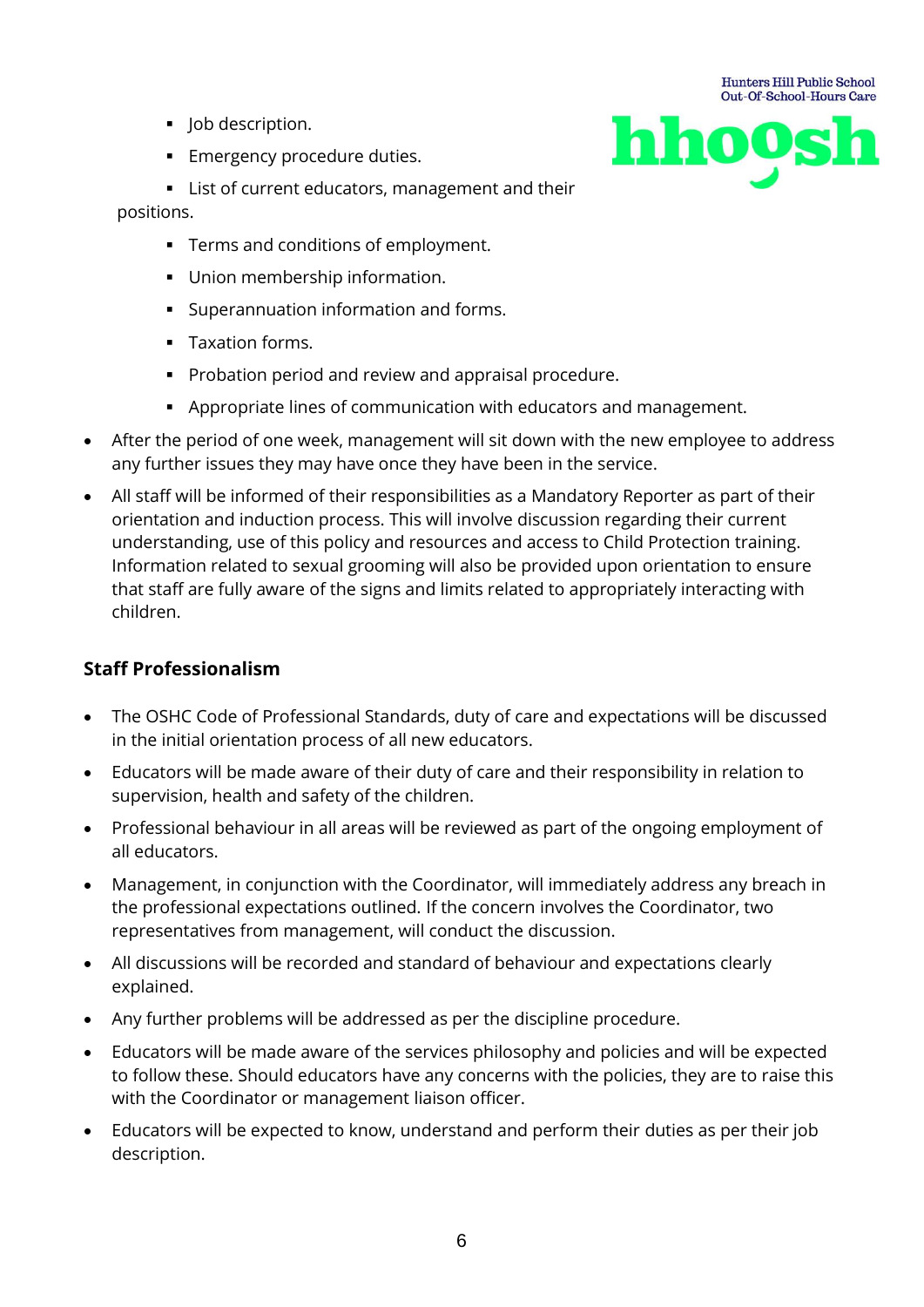- Job description.
- Emergency procedure duties.
- List of current educators, management and their positions.
- Terms and conditions of employment.
- Union membership information.
- Superannuation information and forms.
- Taxation forms.
- Probation period and review and appraisal procedure.
- Appropriate lines of communication with educators and management.

- After the period of one week, management will sit down with the new employee to address any further issues they may have once they have been in the service.
- All staff will be informed of their responsibilities as a Mandatory Reporter as part of their orientation and induction process. This will involve discussion regarding their current understanding, use of this policy and resources and access to Child Protection training. Information related to sexual grooming will also be provided upon orientation to ensure that staff are fully aware of the signs and limits related to appropriately interacting with children.

### Staff Professionalism

- The OSHC Code of Professional Standards, duty of care and expectations will be discussed in the initial orientation process of all new educators.
- Educators will be made aware of their duty of care and their responsibility in relation to supervision, health and safety of the children.
- Professional behaviour in all areas will be reviewed as part of the ongoing employment of all educators.
- Management, in conjunction with the Coordinator, will immediately address any breach in the professional expectations outlined. If the concern involves the Coordinator, two representatives from management, will conduct the discussion.
- All discussions will be recorded and standard of behaviour and expectations clearly explained.
- Any further problems will be addressed as per the discipline procedure.
- Educators will be made aware of the services philosophy and policies and will be expected to follow these. Should educators have any concerns with the policies, they are to raise this with the Coordinator or management liaison officer.
- Educators will be expected to know, understand and perform their duties as per their job description.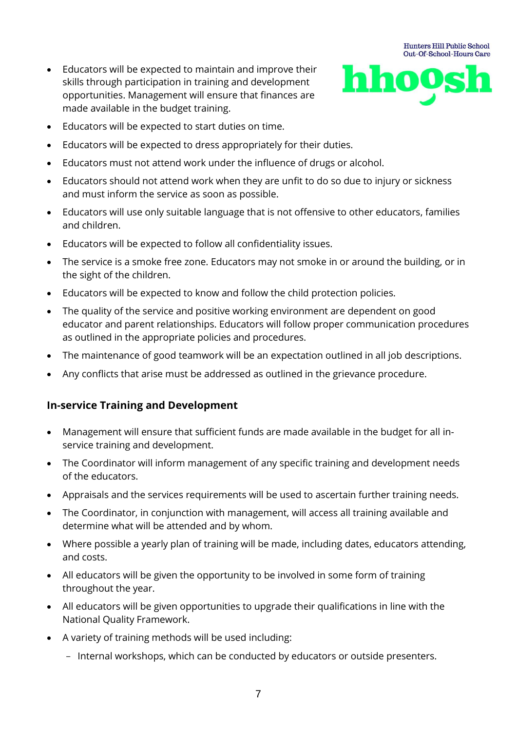- Educators will be expected to maintain and improve their skills through participation in training and development opportunities. Management will ensure that finances are made available in the budget training.
- Educators will be expected to start duties on time.
- Educators will be expected to dress appropriately for their duties.
- Educators must not attend work under the influence of drugs or alcohol.
- Educators should not attend work when they are unfit to do so due to injury or sickness and must inform the service as soon as possible.
- Educators will use only suitable language that is not offensive to other educators, families and children.
- Educators will be expected to follow all confidentiality issues.
- The service is a smoke free zone. Educators may not smoke in or around the building, or in the sight of the children.
- Educators will be expected to know and follow the child protection policies.
- The quality of the service and positive working environment are dependent on good educator and parent relationships. Educators will follow proper communication procedures as outlined in the appropriate policies and procedures.
- The maintenance of good teamwork will be an expectation outlined in all job descriptions.
- Any conflicts that arise must be addressed as outlined in the grievance procedure.

### In-service Training and Development

- Management will ensure that sufficient funds are made available in the budget for all in-service training and development.
- The Coordinator will inform management of any specific training and development needs of the educators.
- Appraisals and the services requirements will be used to ascertain further training needs.
- The Coordinator, in conjunction with management, will access all training available and determine what will be attended and by whom.
- Where possible a yearly plan of training will be made, including dates, educators attending, and costs.
- All educators will be given the opportunity to be involved in some form of training throughout the year.
- All educators will be given opportunities to upgrade their qualifications in line with the National Quality Framework.
- A variety of training methods will be used including:
  - Internal workshops, which can be conducted by educators or outside presenters.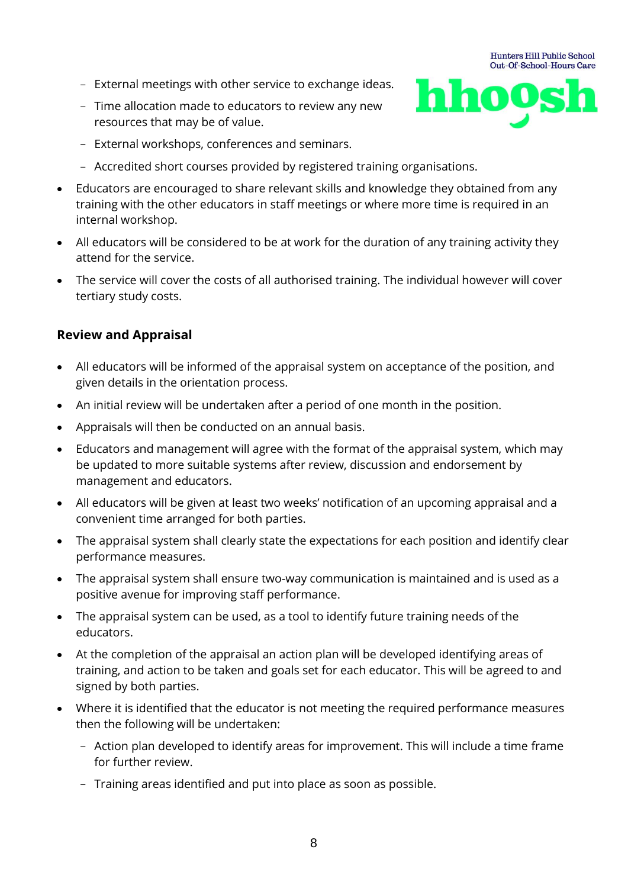- External meetings with other service to exchange ideas.
- Time allocation made to educators to review any new resources that may be of value.
- External workshops, conferences and seminars.
- Accredited short courses provided by registered training organisations.

- Educators are encouraged to share relevant skills and knowledge they obtained from any training with the other educators in staff meetings or where more time is required in an internal workshop.
- All educators will be considered to be at work for the duration of any training activity they attend for the service.
- The service will cover the costs of all authorised training. The individual however will cover tertiary study costs.

### Review and Appraisal

- All educators will be informed of the appraisal system on acceptance of the position, and given details in the orientation process.
- An initial review will be undertaken after a period of one month in the position.
- Appraisals will then be conducted on an annual basis.
- Educators and management will agree with the format of the appraisal system, which may be updated to more suitable systems after review, discussion and endorsement by management and educators.
- All educators will be given at least two weeks' notification of an upcoming appraisal and a convenient time arranged for both parties.
- The appraisal system shall clearly state the expectations for each position and identify clear performance measures.
- The appraisal system shall ensure two-way communication is maintained and is used as a positive avenue for improving staff performance.
- The appraisal system can be used, as a tool to identify future training needs of the educators.
- At the completion of the appraisal an action plan will be developed identifying areas of training, and action to be taken and goals set for each educator. This will be agreed to and signed by both parties.
- Where it is identified that the educator is not meeting the required performance measures then the following will be undertaken:
  - Action plan developed to identify areas for improvement. This will include a time frame for further review.
  - Training areas identified and put into place as soon as possible.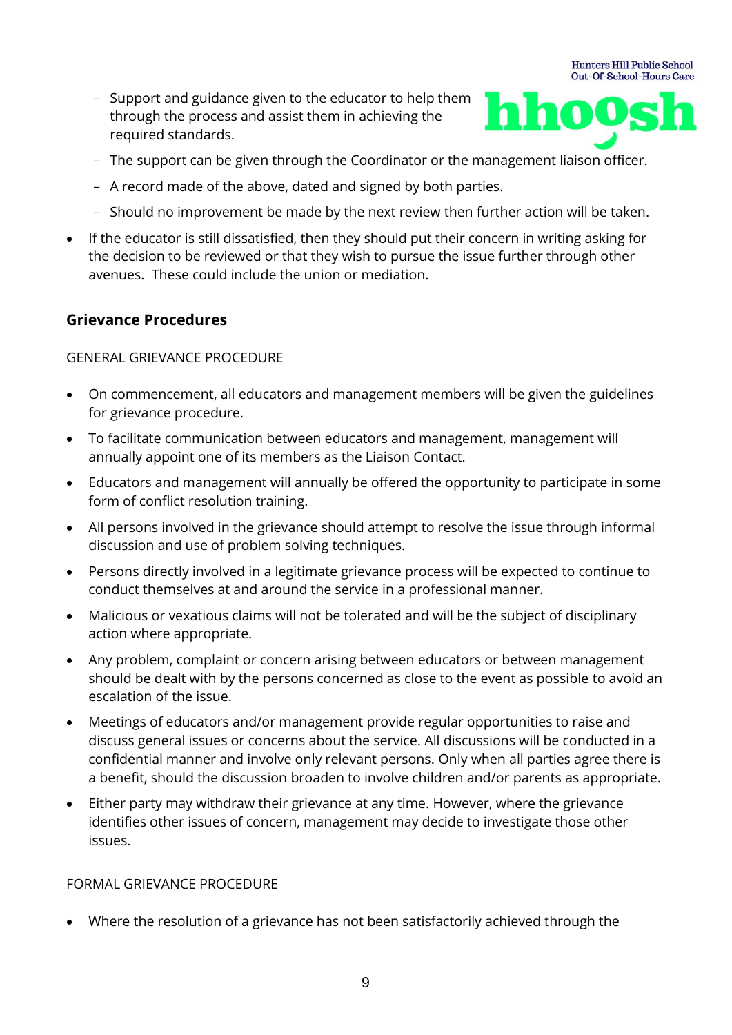- Support and guidance given to the educator to help them through the process and assist them in achieving the required standards.
  - The support can be given through the Coordinator or the management liaison officer.
  - A record made of the above, dated and signed by both parties.
  - Should no improvement be made by the next review then further action will be taken.
- If the educator is still dissatisfied, then they should put their concern in writing asking for the decision to be reviewed or that they wish to pursue the issue further through other avenues. These could include the union or mediation.

## Grievance Procedures

GENERAL GRIEVANCE PROCEDURE

- On commencement, all educators and management members will be given the guidelines for grievance procedure.
- To facilitate communication between educators and management, management will annually appoint one of its members as the Liaison Contact.
- Educators and management will annually be offered the opportunity to participate in some form of conflict resolution training.
- All persons involved in the grievance should attempt to resolve the issue through informal discussion and use of problem solving techniques.
- Persons directly involved in a legitimate grievance process will be expected to continue to conduct themselves at and around the service in a professional manner.
- Malicious or vexatious claims will not be tolerated and will be the subject of disciplinary action where appropriate.
- Any problem, complaint or concern arising between educators or between management should be dealt with by the persons concerned as close to the event as possible to avoid an escalation of the issue.
- Meetings of educators and/or management provide regular opportunities to raise and discuss general issues or concerns about the service. All discussions will be conducted in a confidential manner and involve only relevant persons. Only when all parties agree there is a benefit, should the discussion broaden to involve children and/or parents as appropriate.
- Either party may withdraw their grievance at any time. However, where the grievance identifies other issues of concern, management may decide to investigate those other issues.

FORMAL GRIEVANCE PROCEDURE

- Where the resolution of a grievance has not been satisfactorily achieved through the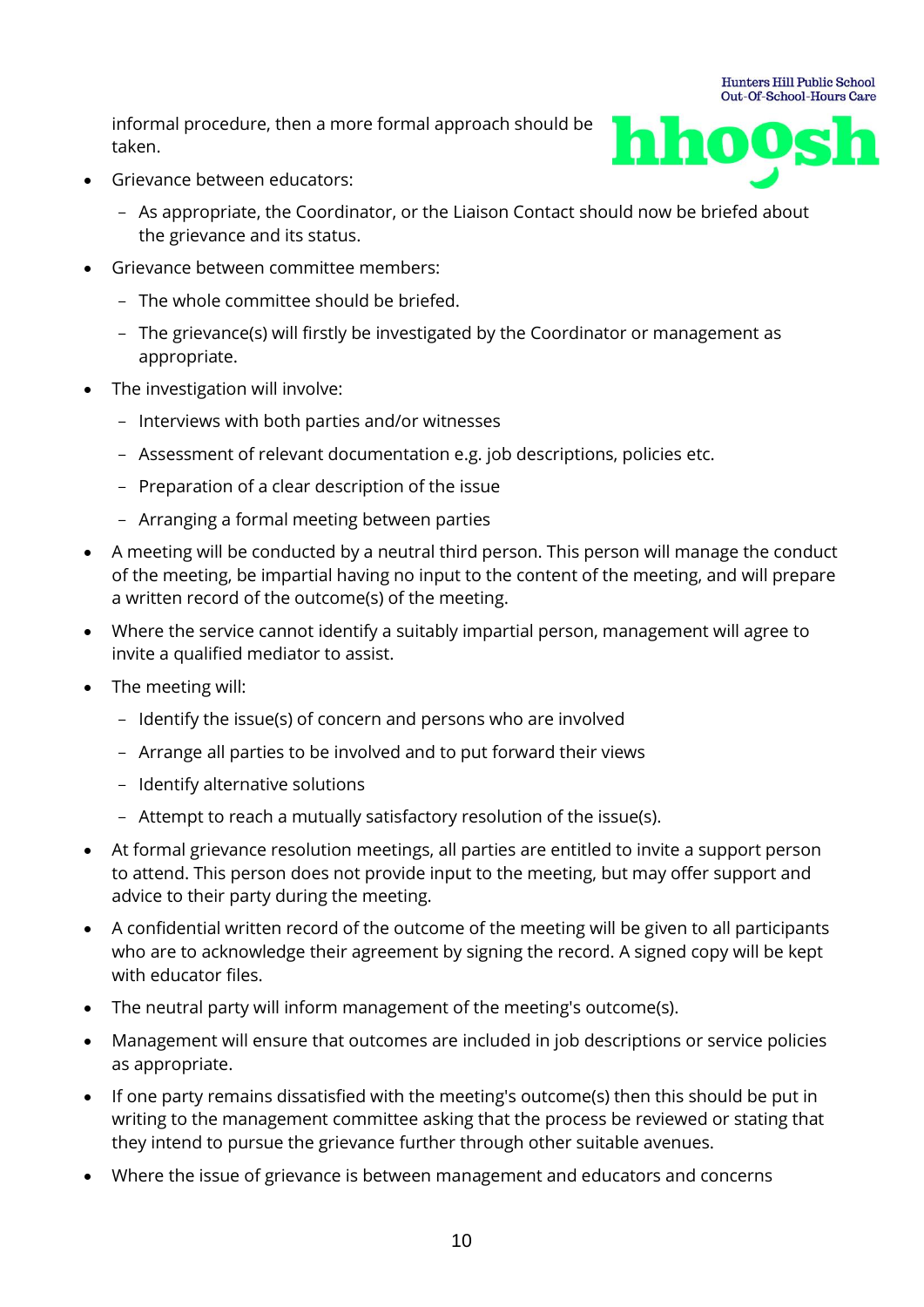informal procedure, then a more formal approach should be taken.

- Grievance between educators:
  - As appropriate, the Coordinator, or the Liaison Contact should now be briefed about the grievance and its status.
- Grievance between committee members:
  - The whole committee should be briefed.
  - The grievance(s) will firstly be investigated by the Coordinator or management as appropriate.
- The investigation will involve:
  - Interviews with both parties and/or witnesses
  - Assessment of relevant documentation e.g. job descriptions, policies etc.
  - Preparation of a clear description of the issue
  - Arranging a formal meeting between parties
- A meeting will be conducted by a neutral third person. This person will manage the conduct of the meeting, be impartial having no input to the content of the meeting, and will prepare a written record of the outcome(s) of the meeting.
- Where the service cannot identify a suitably impartial person, management will agree to invite a qualified mediator to assist.
- The meeting will:
  - Identify the issue(s) of concern and persons who are involved
  - Arrange all parties to be involved and to put forward their views
  - Identify alternative solutions
  - Attempt to reach a mutually satisfactory resolution of the issue(s).
- At formal grievance resolution meetings, all parties are entitled to invite a support person to attend. This person does not provide input to the meeting, but may offer support and advice to their party during the meeting.
- A confidential written record of the outcome of the meeting will be given to all participants who are to acknowledge their agreement by signing the record. A signed copy will be kept with educator files.
- The neutral party will inform management of the meeting's outcome(s).
- Management will ensure that outcomes are included in job descriptions or service policies as appropriate.
- If one party remains dissatisfied with the meeting's outcome(s) then this should be put in writing to the management committee asking that the process be reviewed or stating that they intend to pursue the grievance further through other suitable avenues.
- Where the issue of grievance is between management and educators and concerns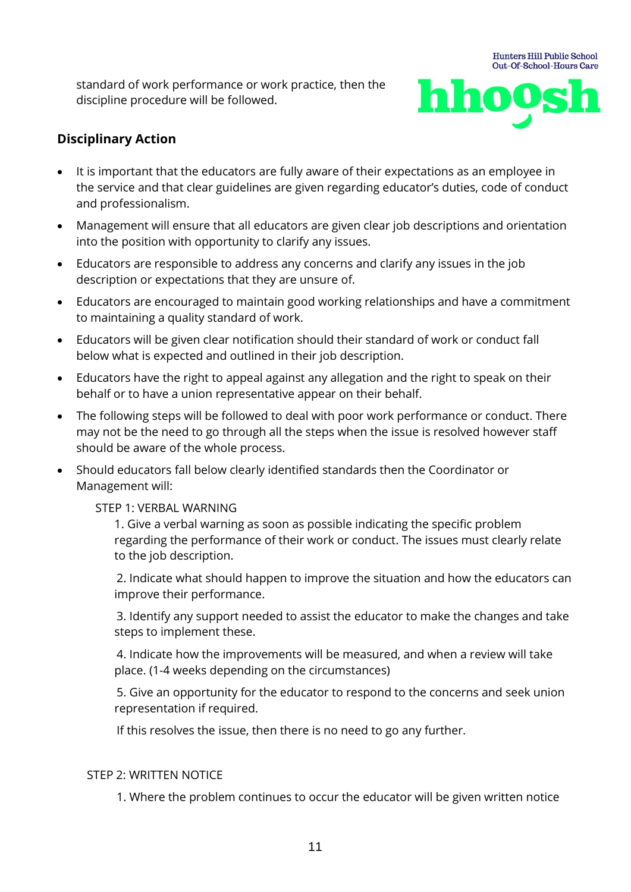standard of work performance or work practice, then the discipline procedure will be followed.

## Disciplinary Action

- It is important that the educators are fully aware of their expectations as an employee in the service and that clear guidelines are given regarding educator's duties, code of conduct and professionalism.
- Management will ensure that all educators are given clear job descriptions and orientation into the position with opportunity to clarify any issues.
- Educators are responsible to address any concerns and clarify any issues in the job description or expectations that they are unsure of.
- Educators are encouraged to maintain good working relationships and have a commitment to maintaining a quality standard of work.
- Educators will be given clear notification should their standard of work or conduct fall below what is expected and outlined in their job description.
- Educators have the right to appeal against any allegation and the right to speak on their behalf or to have a union representative appear on their behalf.
- The following steps will be followed to deal with poor work performance or conduct. There may not be the need to go through all the steps when the issue is resolved however staff should be aware of the whole process.
- Should educators fall below clearly identified standards then the Coordinator or Management will:

STEP 1: VERBAL WARNING

1. Give a verbal warning as soon as possible indicating the specific problem regarding the performance of their work or conduct. The issues must clearly relate to the job description.
2. Indicate what should happen to improve the situation and how the educators can improve their performance.
3. Identify any support needed to assist the educator to make the changes and take steps to implement these.
4. Indicate how the improvements will be measured, and when a review will take place. (1-4 weeks depending on the circumstances)
5. Give an opportunity for the educator to respond to the concerns and seek union representation if required.

If this resolves the issue, then there is no need to go any further.

STEP 2: WRITTEN NOTICE

1. Where the problem continues to occur the educator will be given written notice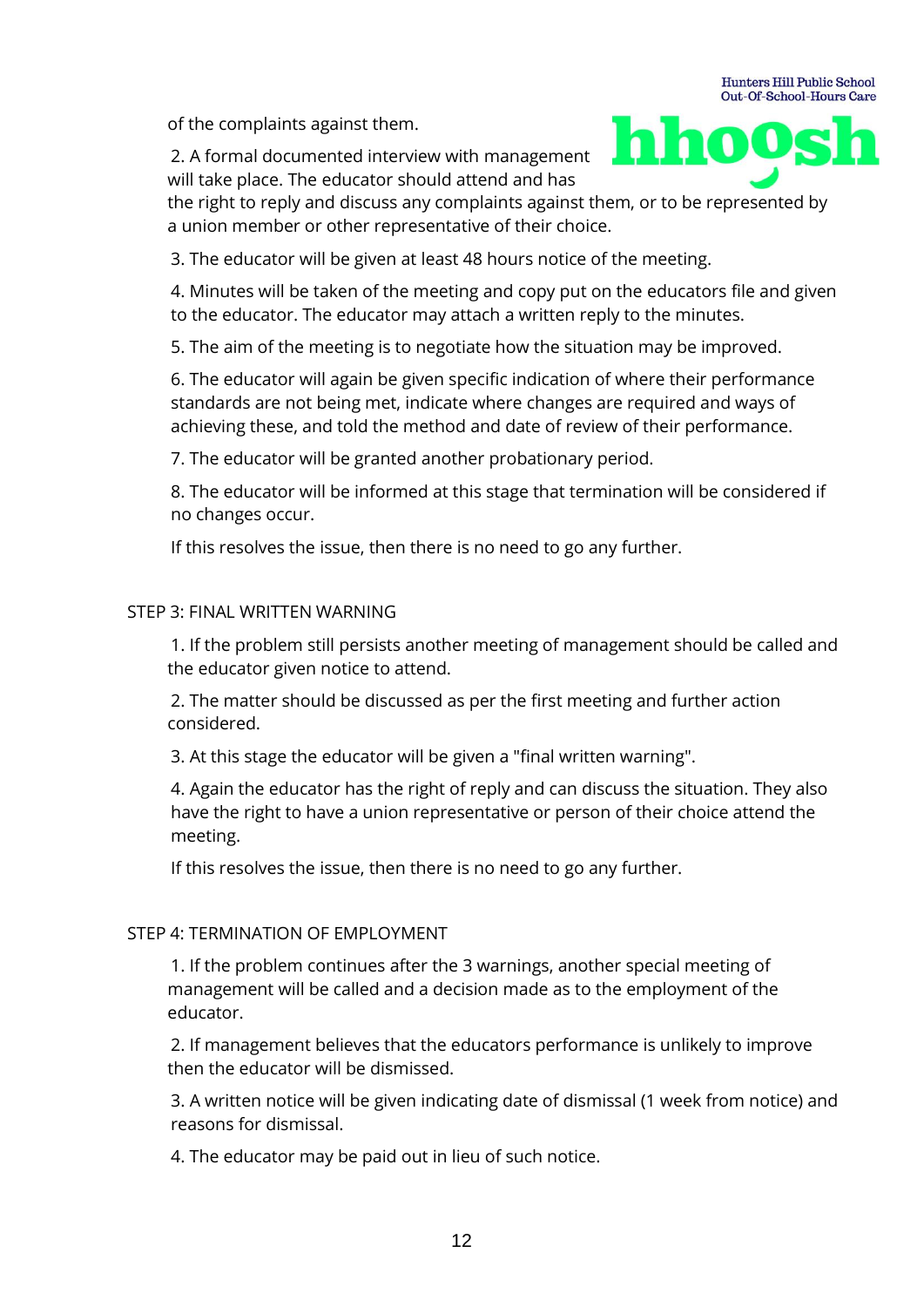of the complaints against them.

2. A formal documented interview with management will take place. The educator should attend and has the right to reply and discuss any complaints against them, or to be represented by a union member or other representative of their choice.

3. The educator will be given at least 48 hours notice of the meeting.

4. Minutes will be taken of the meeting and copy put on the educators file and given to the educator. The educator may attach a written reply to the minutes.

5. The aim of the meeting is to negotiate how the situation may be improved.

6. The educator will again be given specific indication of where their performance standards are not being met, indicate where changes are required and ways of achieving these, and told the method and date of review of their performance.

7. The educator will be granted another probationary period.

8. The educator will be informed at this stage that termination will be considered if no changes occur.

If this resolves the issue, then there is no need to go any further.

STEP 3: FINAL WRITTEN WARNING

1. If the problem still persists another meeting of management should be called and the educator given notice to attend.

2. The matter should be discussed as per the first meeting and further action considered.

3. At this stage the educator will be given a "final written warning".

4. Again the educator has the right of reply and can discuss the situation. They also have the right to have a union representative or person of their choice attend the meeting.

If this resolves the issue, then there is no need to go any further.

STEP 4: TERMINATION OF EMPLOYMENT

1. If the problem continues after the 3 warnings, another special meeting of management will be called and a decision made as to the employment of the educator.

2. If management believes that the educators performance is unlikely to improve then the educator will be dismissed.

3. A written notice will be given indicating date of dismissal (1 week from notice) and reasons for dismissal.

4. The educator may be paid out in lieu of such notice.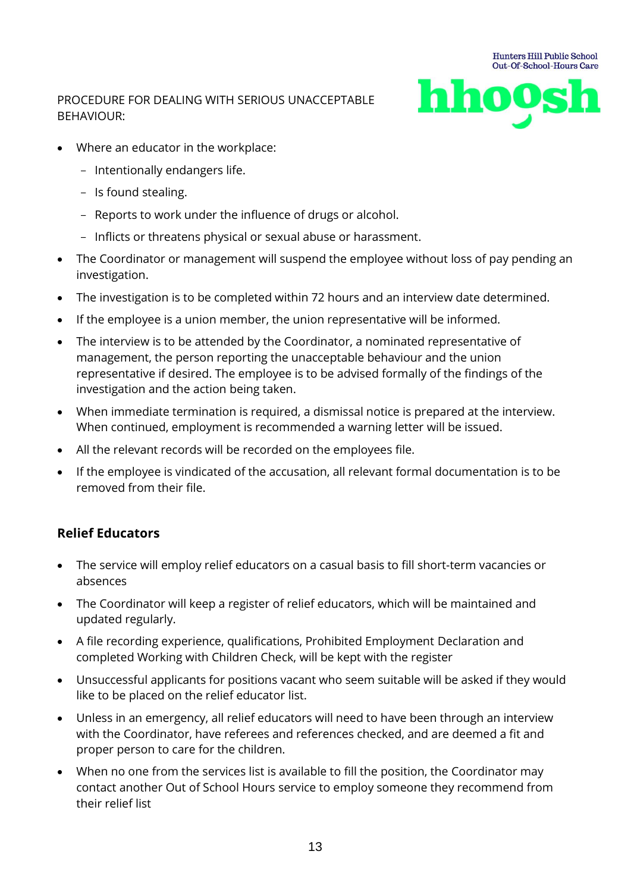PROCEDURE FOR DEALING WITH SERIOUS UNACCEPTABLE BEHAVIOUR:

- Where an educator in the workplace:
  - Intentionally endangers life.
  - Is found stealing.
  - Reports to work under the influence of drugs or alcohol.
  - Inflicts or threatens physical or sexual abuse or harassment.
- The Coordinator or management will suspend the employee without loss of pay pending an investigation.
- The investigation is to be completed within 72 hours and an interview date determined.
- If the employee is a union member, the union representative will be informed.
- The interview is to be attended by the Coordinator, a nominated representative of management, the person reporting the unacceptable behaviour and the union representative if desired. The employee is to be advised formally of the findings of the investigation and the action being taken.
- When immediate termination is required, a dismissal notice is prepared at the interview. When continued, employment is recommended a warning letter will be issued.
- All the relevant records will be recorded on the employees file.
- If the employee is vindicated of the accusation, all relevant formal documentation is to be removed from their file.

## Relief Educators

- The service will employ relief educators on a casual basis to fill short-term vacancies or absences
- The Coordinator will keep a register of relief educators, which will be maintained and updated regularly.
- A file recording experience, qualifications, Prohibited Employment Declaration and completed Working with Children Check, will be kept with the register
- Unsuccessful applicants for positions vacant who seem suitable will be asked if they would like to be placed on the relief educator list.
- Unless in an emergency, all relief educators will need to have been through an interview with the Coordinator, have referees and references checked, and are deemed a fit and proper person to care for the children.
- When no one from the services list is available to fill the position, the Coordinator may contact another Out of School Hours service to employ someone they recommend from their relief list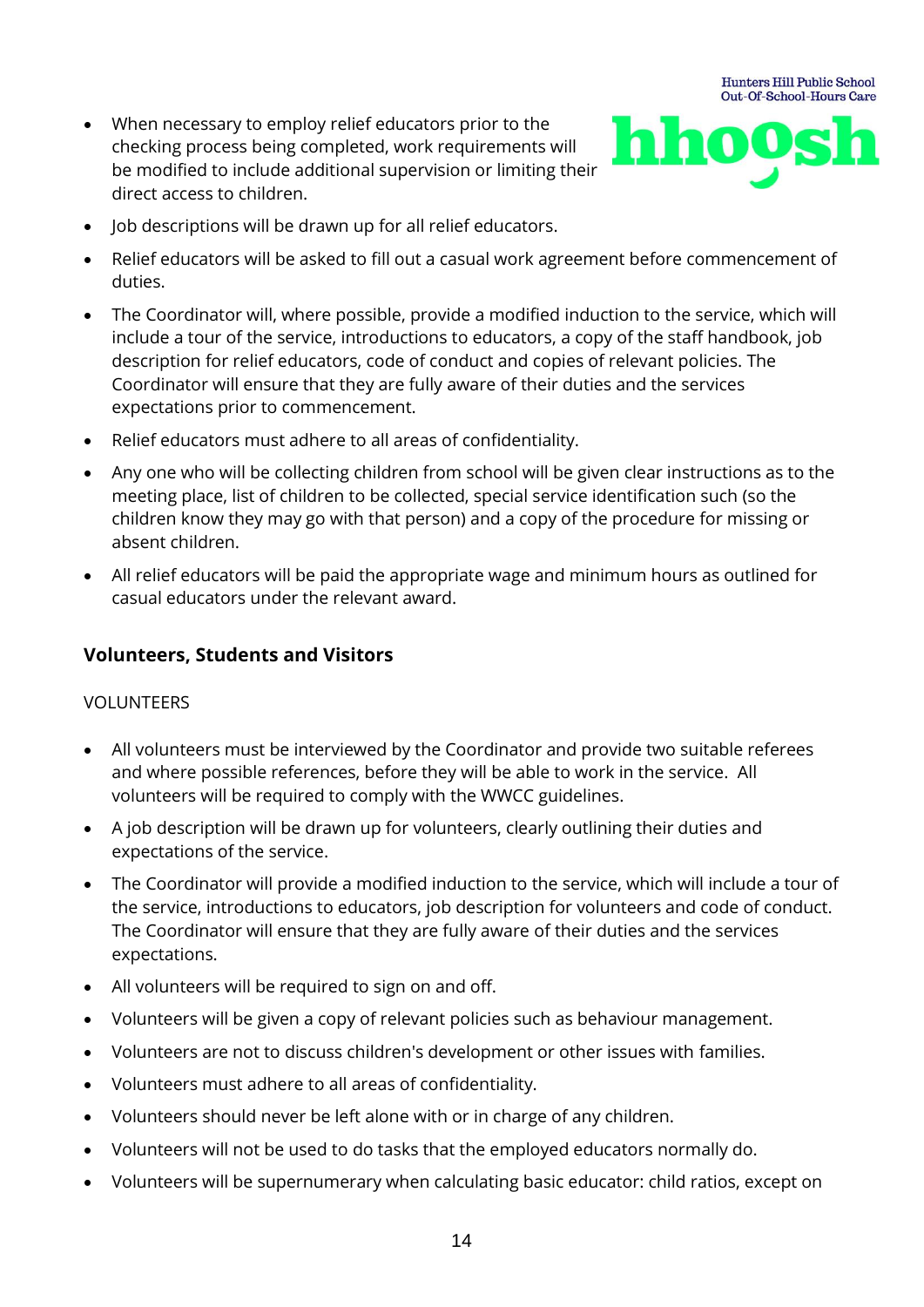- When necessary to employ relief educators prior to the checking process being completed, work requirements will be modified to include additional supervision or limiting their direct access to children.
- Job descriptions will be drawn up for all relief educators.
- Relief educators will be asked to fill out a casual work agreement before commencement of duties.
- The Coordinator will, where possible, provide a modified induction to the service, which will include a tour of the service, introductions to educators, a copy of the staff handbook, job description for relief educators, code of conduct and copies of relevant policies. The Coordinator will ensure that they are fully aware of their duties and the services expectations prior to commencement.
- Relief educators must adhere to all areas of confidentiality.
- Any one who will be collecting children from school will be given clear instructions as to the meeting place, list of children to be collected, special service identification such (so the children know they may go with that person) and a copy of the procedure for missing or absent children.
- All relief educators will be paid the appropriate wage and minimum hours as outlined for casual educators under the relevant award.

## Volunteers, Students and Visitors

VOLUNTEERS

- All volunteers must be interviewed by the Coordinator and provide two suitable referees and where possible references, before they will be able to work in the service. All volunteers will be required to comply with the WWCC guidelines.
- A job description will be drawn up for volunteers, clearly outlining their duties and expectations of the service.
- The Coordinator will provide a modified induction to the service, which will include a tour of the service, introductions to educators, job description for volunteers and code of conduct. The Coordinator will ensure that they are fully aware of their duties and the services expectations.
- All volunteers will be required to sign on and off.
- Volunteers will be given a copy of relevant policies such as behaviour management.
- Volunteers are not to discuss children's development or other issues with families.
- Volunteers must adhere to all areas of confidentiality.
- Volunteers should never be left alone with or in charge of any children.
- Volunteers will not be used to do tasks that the employed educators normally do.
- Volunteers will be supernumerary when calculating basic educator: child ratios, except on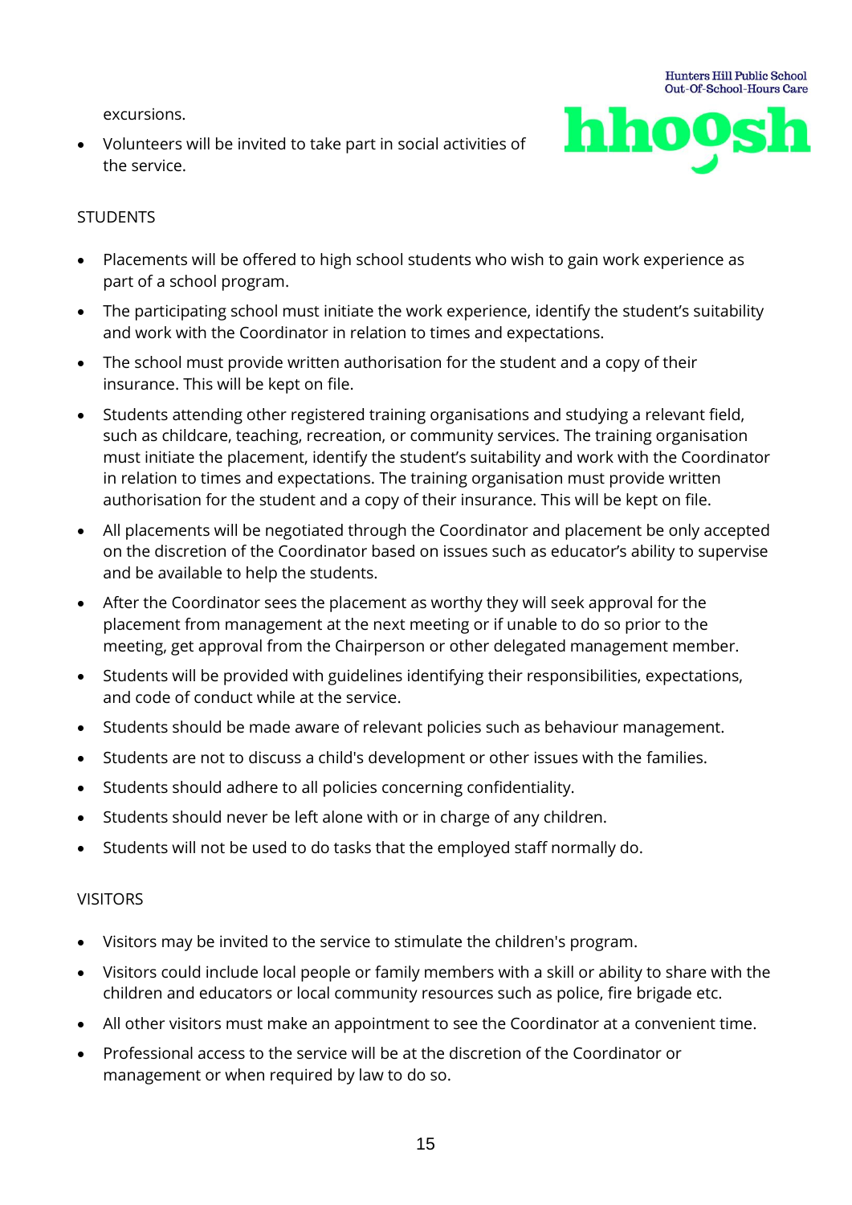excursions.

- Volunteers will be invited to take part in social activities of the service.

STUDENTS

- Placements will be offered to high school students who wish to gain work experience as part of a school program.
- The participating school must initiate the work experience, identify the student's suitability and work with the Coordinator in relation to times and expectations.
- The school must provide written authorisation for the student and a copy of their insurance. This will be kept on file.
- Students attending other registered training organisations and studying a relevant field, such as childcare, teaching, recreation, or community services. The training organisation must initiate the placement, identify the student's suitability and work with the Coordinator in relation to times and expectations. The training organisation must provide written authorisation for the student and a copy of their insurance. This will be kept on file.
- All placements will be negotiated through the Coordinator and placement be only accepted on the discretion of the Coordinator based on issues such as educator's ability to supervise and be available to help the students.
- After the Coordinator sees the placement as worthy they will seek approval for the placement from management at the next meeting or if unable to do so prior to the meeting, get approval from the Chairperson or other delegated management member.
- Students will be provided with guidelines identifying their responsibilities, expectations, and code of conduct while at the service.
- Students should be made aware of relevant policies such as behaviour management.
- Students are not to discuss a child's development or other issues with the families.
- Students should adhere to all policies concerning confidentiality.
- Students should never be left alone with or in charge of any children.
- Students will not be used to do tasks that the employed staff normally do.

VISITORS

- Visitors may be invited to the service to stimulate the children's program.
- Visitors could include local people or family members with a skill or ability to share with the children and educators or local community resources such as police, fire brigade etc.
- All other visitors must make an appointment to see the Coordinator at a convenient time.
- Professional access to the service will be at the discretion of the Coordinator or management or when required by law to do so.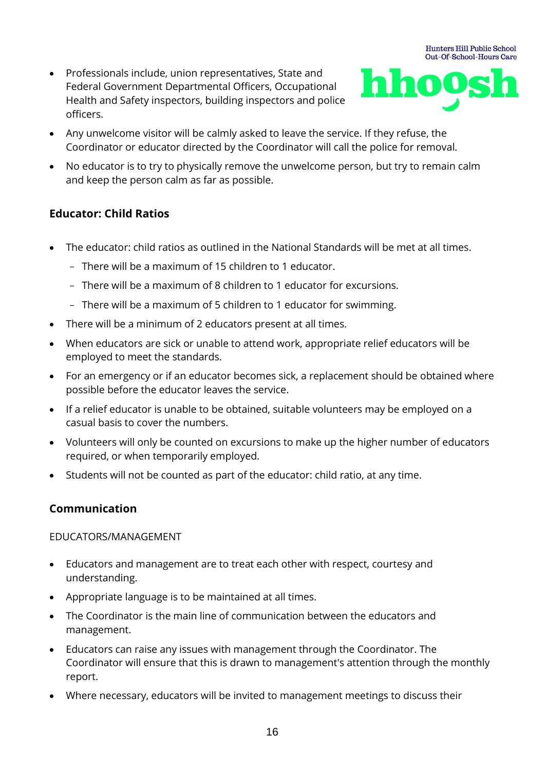- Professionals include, union representatives, State and Federal Government Departmental Officers, Occupational Health and Safety inspectors, building inspectors and police officers.
- Any unwelcome visitor will be calmly asked to leave the service. If they refuse, the Coordinator or educator directed by the Coordinator will call the police for removal.
- No educator is to try to physically remove the unwelcome person, but try to remain calm and keep the person calm as far as possible.

### Educator: Child Ratios

- The educator: child ratios as outlined in the National Standards will be met at all times.
  - There will be a maximum of 15 children to 1 educator.
  - There will be a maximum of 8 children to 1 educator for excursions.
  - There will be a maximum of 5 children to 1 educator for swimming.
- There will be a minimum of 2 educators present at all times.
- When educators are sick or unable to attend work, appropriate relief educators will be employed to meet the standards.
- For an emergency or if an educator becomes sick, a replacement should be obtained where possible before the educator leaves the service.
- If a relief educator is unable to be obtained, suitable volunteers may be employed on a casual basis to cover the numbers.
- Volunteers will only be counted on excursions to make up the higher number of educators required, or when temporarily employed.
- Students will not be counted as part of the educator: child ratio, at any time.

### Communication

EDUCATORS/MANAGEMENT

- Educators and management are to treat each other with respect, courtesy and understanding.
- Appropriate language is to be maintained at all times.
- The Coordinator is the main line of communication between the educators and management.
- Educators can raise any issues with management through the Coordinator. The Coordinator will ensure that this is drawn to management's attention through the monthly report.
- Where necessary, educators will be invited to management meetings to discuss their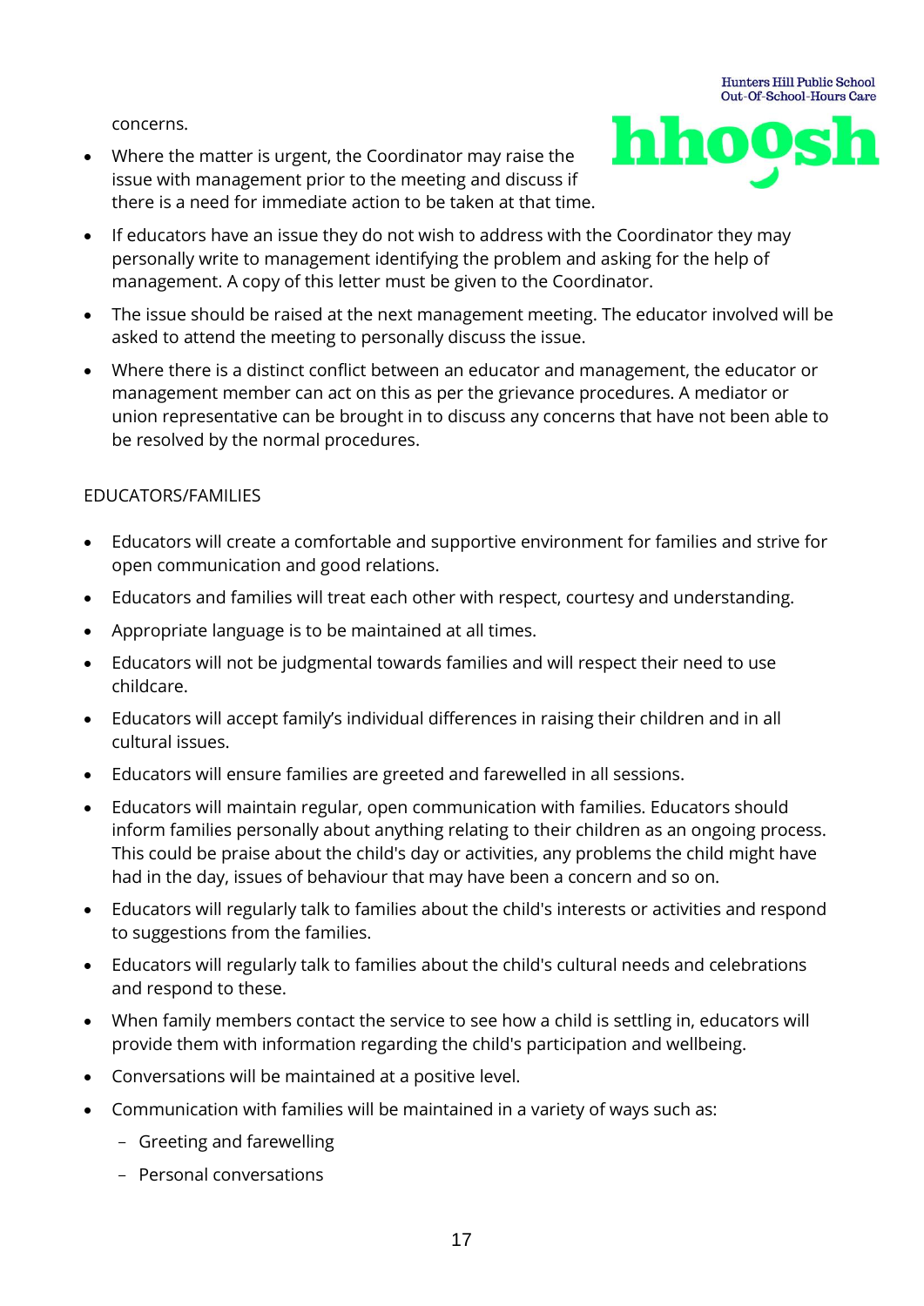concerns.

- Where the matter is urgent, the Coordinator may raise the issue with management prior to the meeting and discuss if there is a need for immediate action to be taken at that time.
- If educators have an issue they do not wish to address with the Coordinator they may personally write to management identifying the problem and asking for the help of management. A copy of this letter must be given to the Coordinator.
- The issue should be raised at the next management meeting. The educator involved will be asked to attend the meeting to personally discuss the issue.
- Where there is a distinct conflict between an educator and management, the educator or management member can act on this as per the grievance procedures. A mediator or union representative can be brought in to discuss any concerns that have not been able to be resolved by the normal procedures.

EDUCATORS/FAMILIES

- Educators will create a comfortable and supportive environment for families and strive for open communication and good relations.
- Educators and families will treat each other with respect, courtesy and understanding.
- Appropriate language is to be maintained at all times.
- Educators will not be judgmental towards families and will respect their need to use childcare.
- Educators will accept family's individual differences in raising their children and in all cultural issues.
- Educators will ensure families are greeted and farewelled in all sessions.
- Educators will maintain regular, open communication with families. Educators should inform families personally about anything relating to their children as an ongoing process. This could be praise about the child's day or activities, any problems the child might have had in the day, issues of behaviour that may have been a concern and so on.
- Educators will regularly talk to families about the child's interests or activities and respond to suggestions from the families.
- Educators will regularly talk to families about the child's cultural needs and celebrations and respond to these.
- When family members contact the service to see how a child is settling in, educators will provide them with information regarding the child's participation and wellbeing.
- Conversations will be maintained at a positive level.
- Communication with families will be maintained in a variety of ways such as:
  - Greeting and farewelling
  - Personal conversations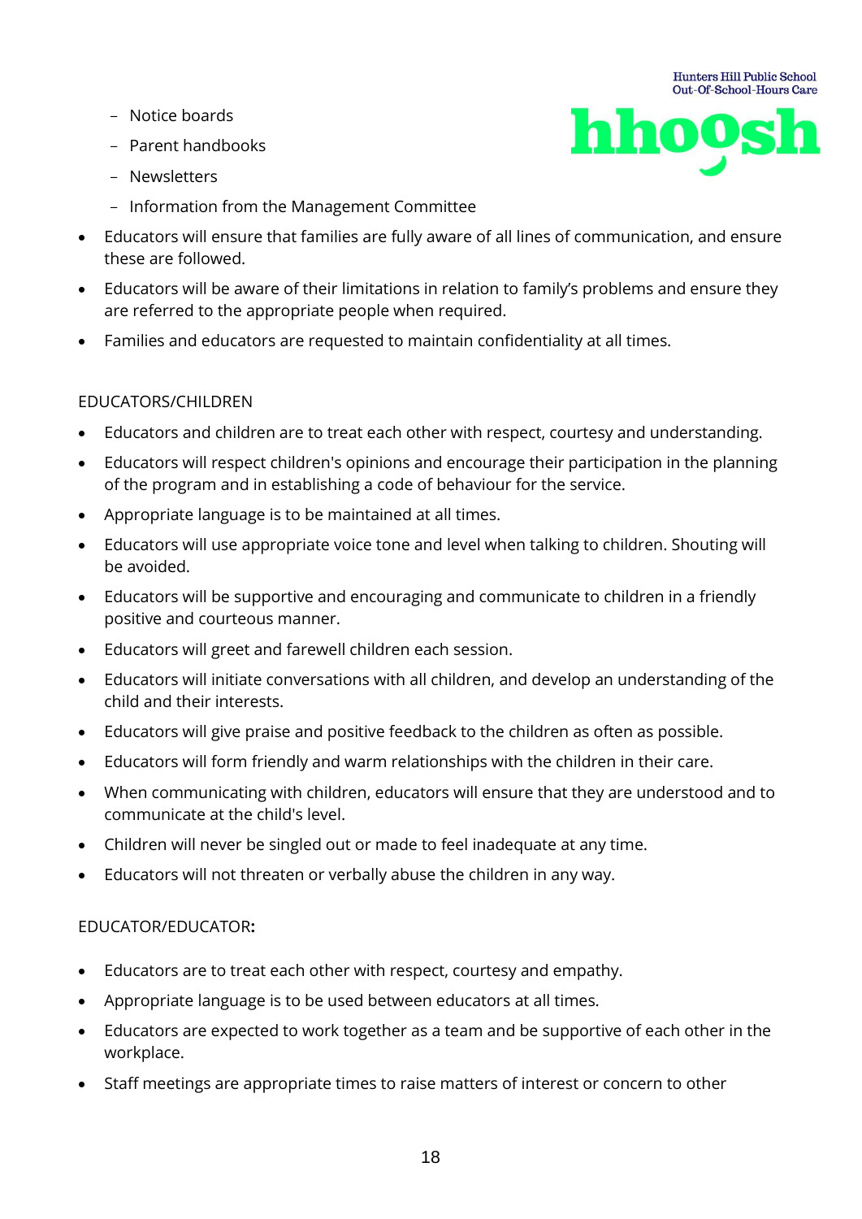- Notice boards
- Parent handbooks
- Newsletters
- Information from the Management Committee

- Educators will ensure that families are fully aware of all lines of communication, and ensure these are followed.
- Educators will be aware of their limitations in relation to family's problems and ensure they are referred to the appropriate people when required.
- Families and educators are requested to maintain confidentiality at all times.

EDUCATORS/CHILDREN

- Educators and children are to treat each other with respect, courtesy and understanding.
- Educators will respect children's opinions and encourage their participation in the planning of the program and in establishing a code of behaviour for the service.
- Appropriate language is to be maintained at all times.
- Educators will use appropriate voice tone and level when talking to children. Shouting will be avoided.
- Educators will be supportive and encouraging and communicate to children in a friendly positive and courteous manner.
- Educators will greet and farewell children each session.
- Educators will initiate conversations with all children, and develop an understanding of the child and their interests.
- Educators will give praise and positive feedback to the children as often as possible.
- Educators will form friendly and warm relationships with the children in their care.
- When communicating with children, educators will ensure that they are understood and to communicate at the child's level.
- Children will never be singled out or made to feel inadequate at any time.
- Educators will not threaten or verbally abuse the children in any way.

EDUCATOR/EDUCATOR**:**

- Educators are to treat each other with respect, courtesy and empathy.
- Appropriate language is to be used between educators at all times.
- Educators are expected to work together as a team and be supportive of each other in the workplace.
- Staff meetings are appropriate times to raise matters of interest or concern to other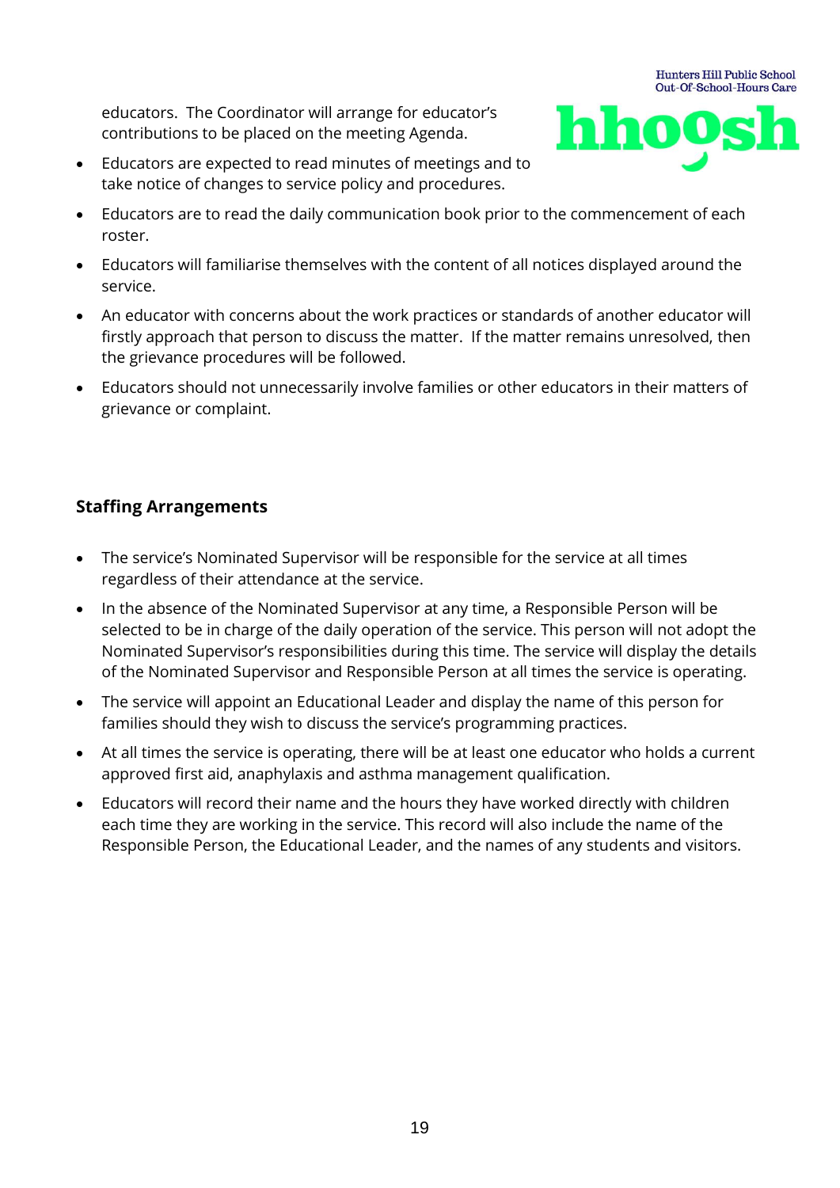educators. The Coordinator will arrange for educator's contributions to be placed on the meeting Agenda.

- Educators are expected to read minutes of meetings and to take notice of changes to service policy and procedures.
- Educators are to read the daily communication book prior to the commencement of each roster.
- Educators will familiarise themselves with the content of all notices displayed around the service.
- An educator with concerns about the work practices or standards of another educator will firstly approach that person to discuss the matter. If the matter remains unresolved, then the grievance procedures will be followed.
- Educators should not unnecessarily involve families or other educators in their matters of grievance or complaint.

**Staffing Arrangements**

- The service's Nominated Supervisor will be responsible for the service at all times regardless of their attendance at the service.
- In the absence of the Nominated Supervisor at any time, a Responsible Person will be selected to be in charge of the daily operation of the service. This person will not adopt the Nominated Supervisor's responsibilities during this time. The service will display the details of the Nominated Supervisor and Responsible Person at all times the service is operating.
- The service will appoint an Educational Leader and display the name of this person for families should they wish to discuss the service's programming practices.
- At all times the service is operating, there will be at least one educator who holds a current approved first aid, anaphylaxis and asthma management qualification.
- Educators will record their name and the hours they have worked directly with children each time they are working in the service. This record will also include the name of the Responsible Person, the Educational Leader, and the names of any students and visitors.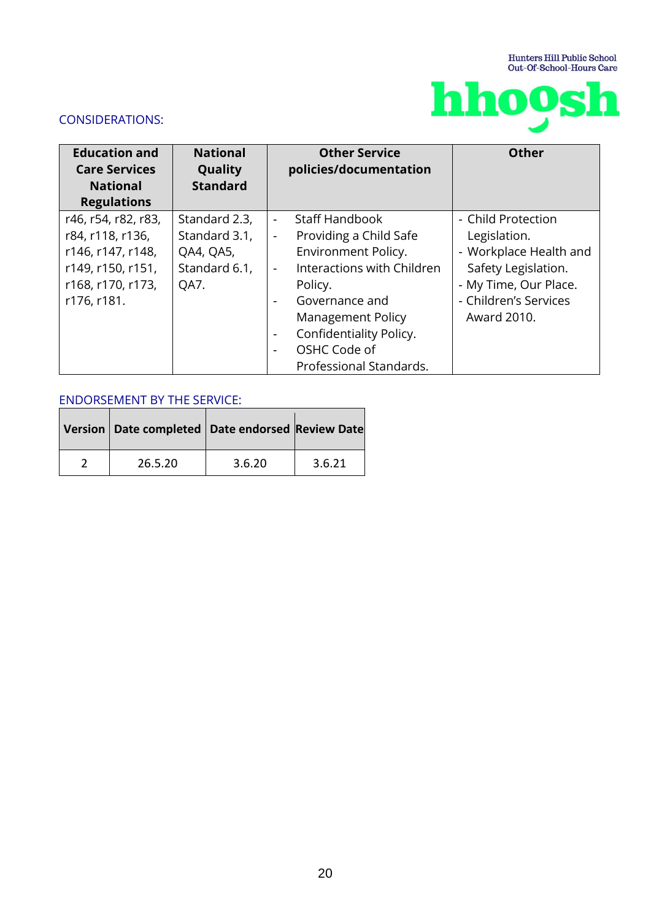CONSIDERATIONS:

| Education and Care Services National Regulations | National Quality Standard | Other Service policies/documentation | Other |
|---|---|---|---|
| r46, r54, r82, r83, r84, r118, r136, r146, r147, r148, r149, r150, r151, r168, r170, r173, r176, r181. | Standard 2.3, Standard 3.1, QA4, QA5, Standard 6.1, QA7. | - Staff Handbook<br>- Providing a Child Safe Environment Policy.<br>- Interactions with Children Policy.<br>- Governance and Management Policy<br>- Confidentiality Policy.<br>- OSHC Code of Professional Standards. | - Child Protection Legislation.<br>- Workplace Health and Safety Legislation.<br>- My Time, Our Place.<br>- Children's Services Award 2010. |

ENDORSEMENT BY THE SERVICE:

| Version | Date completed | Date endorsed | Review Date |
|---|---|---|---|
| 2 | 26.5.20 | 3.6.20 | 3.6.21 |